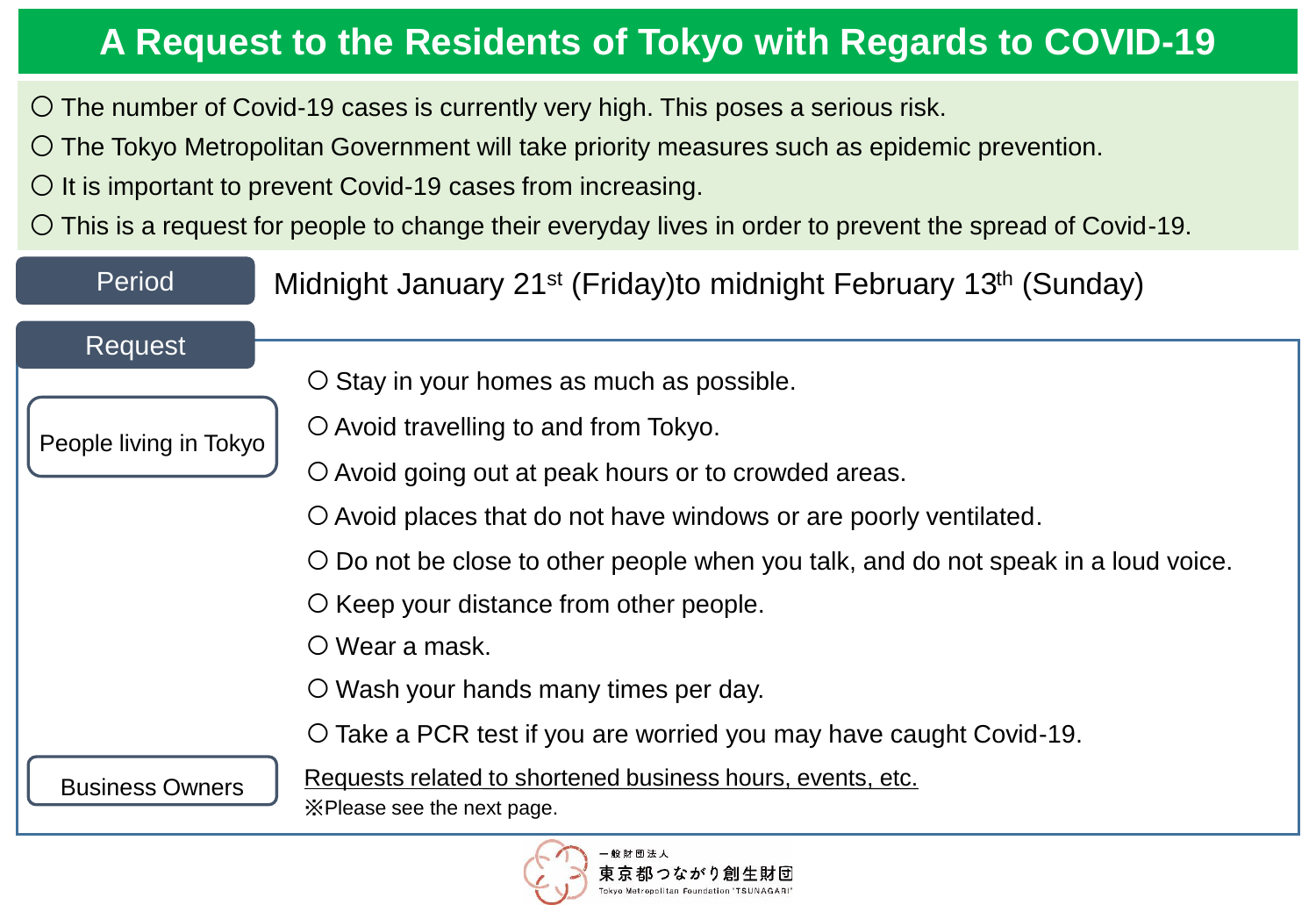# A Request to the Residents of Tokyo with Regards to COVID-19

- ○ The number of Covid-19 cases is currently very high. This poses a serious risk.
- ○ The Tokyo Metropolitan Government will take priority measures such as epidemic prevention.
- ○ It is important to prevent Covid-19 cases from increasing.
- ○ This is a request for people to change their everyday lives in order to prevent the spread of Covid-19.

**Period**

Midnight January 21st (Friday)to midnight February 13th (Sunday)

**Request**

**People living in Tokyo**

- ○ Stay in your homes as much as possible.
- ○ Avoid travelling to and from Tokyo.
- ○ Avoid going out at peak hours or to crowded areas.
- ○ Avoid places that do not have windows or are poorly ventilated.
- ○ Do not be close to other people when you talk, and do not speak in a loud voice.
- ○ Keep your distance from other people.
- ○ Wear a mask.
- ○ Wash your hands many times per day.
- ○ Take a PCR test if you are worried you may have caught Covid-19.

**Business Owners**

Requests related to shortened business hours, events, etc.

※Please see the next page.

一般財団法人
東京都つながり創生財団
Tokyo Metropolitan Foundation "TSUNAGARI"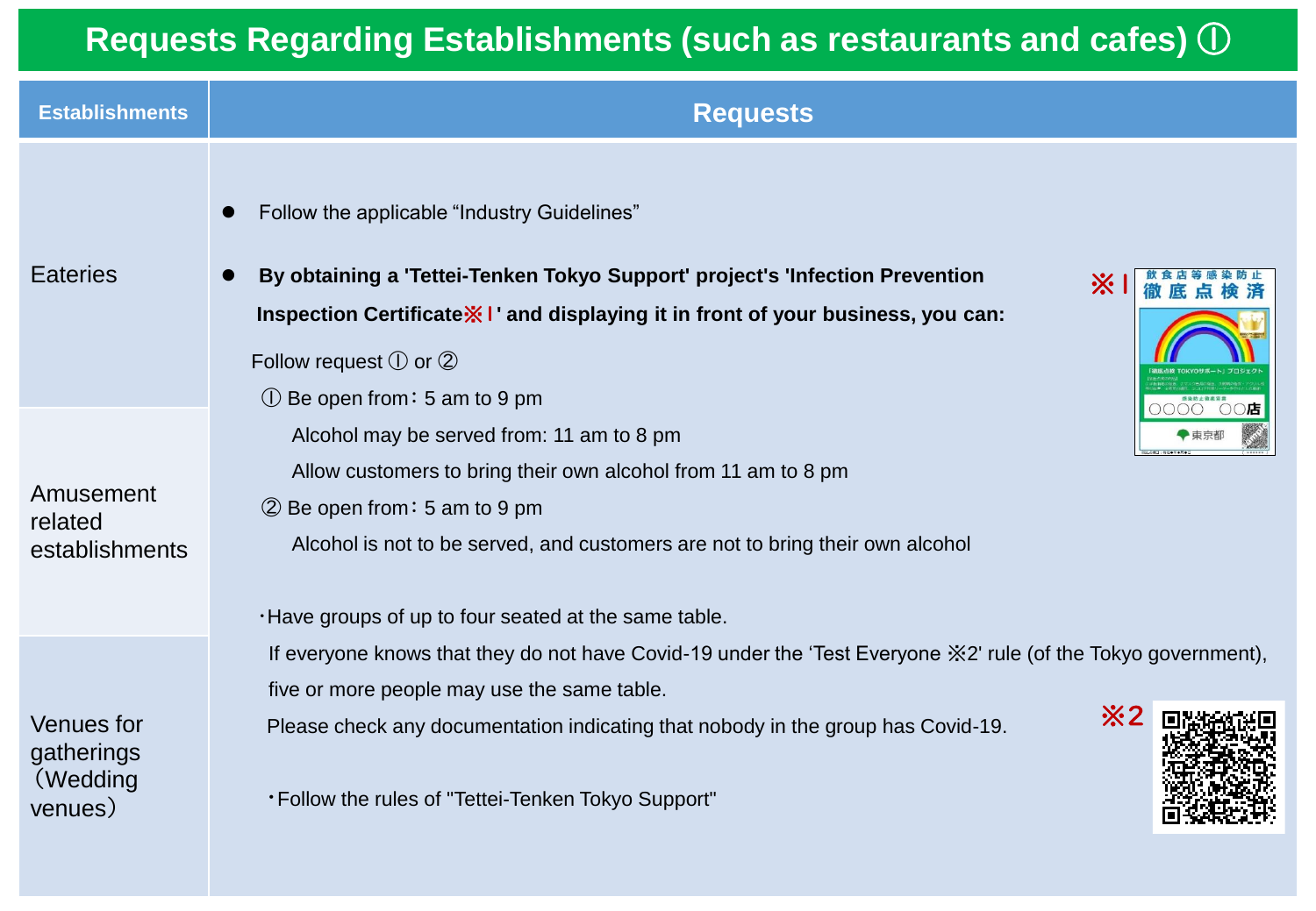# Requests Regarding Establishments (such as restaurants and cafes) ①

| Establishments | Requests |
|---|---|
| Eateries<br><br>Amusement related establishments<br><br>Venues for gatherings（Wedding venues） | ● Follow the applicable "Industry Guidelines"<br><br>● **By obtaining a 'Tettei-Tenken Tokyo Support' project's 'Infection Prevention Inspection Certificate※1' and displaying it in front of your business, you can:**<br><br>Follow request ① or ②<br>① Be open from：5 am to 9 pm<br>Alcohol may be served from: 11 am to 8 pm<br>Allow customers to bring their own alcohol from 11 am to 8 pm<br>② Be open from：5 am to 9 pm<br>Alcohol is not to be served, and customers are not to bring their own alcohol<br><br>・Have groups of up to four seated at the same table.<br>If everyone knows that they do not have Covid-19 under the 'Test Everyone ※2' rule (of the Tokyo government), five or more people may use the same table.<br>Please check any documentation indicating that nobody in the group has Covid-19.<br><br>・Follow the rules of "Tettei-Tenken Tokyo Support" |

※1

※2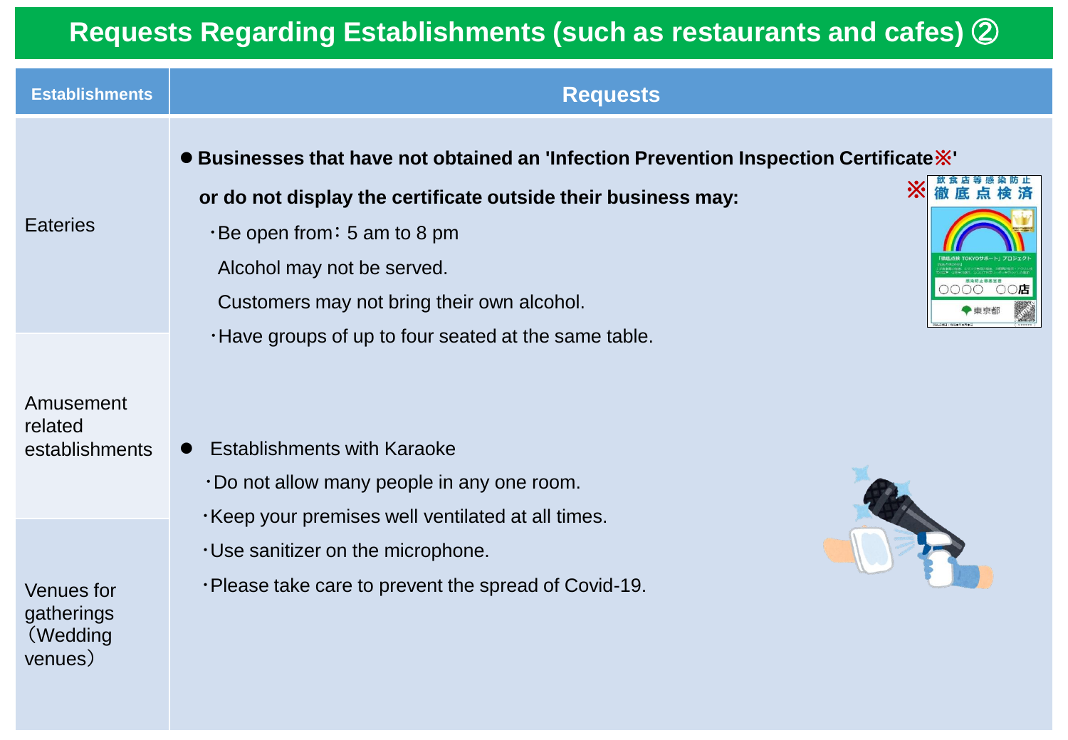# Requests Regarding Establishments (such as restaurants and cafes) ②

| Establishments | Requests |
|---|---|
| Eateries | ● **Businesses that have not obtained an 'Infection Prevention Inspection Certificate※' or do not display the certificate outside their business may:**<br>・Be open from：5 am to 8 pm<br>Alcohol may not be served.<br>Customers may not bring their own alcohol.<br>・Have groups of up to four seated at the same table. |
| Amusement related establishments | ● Establishments with Karaoke<br>・Do not allow many people in any one room.<br>・Keep your premises well ventilated at all times.<br>・Use sanitizer on the microphone.<br>・Please take care to prevent the spread of Covid-19. |
| Venues for gatherings（Wedding venues） | |

※ 飲食店等感染防止 徹底点検済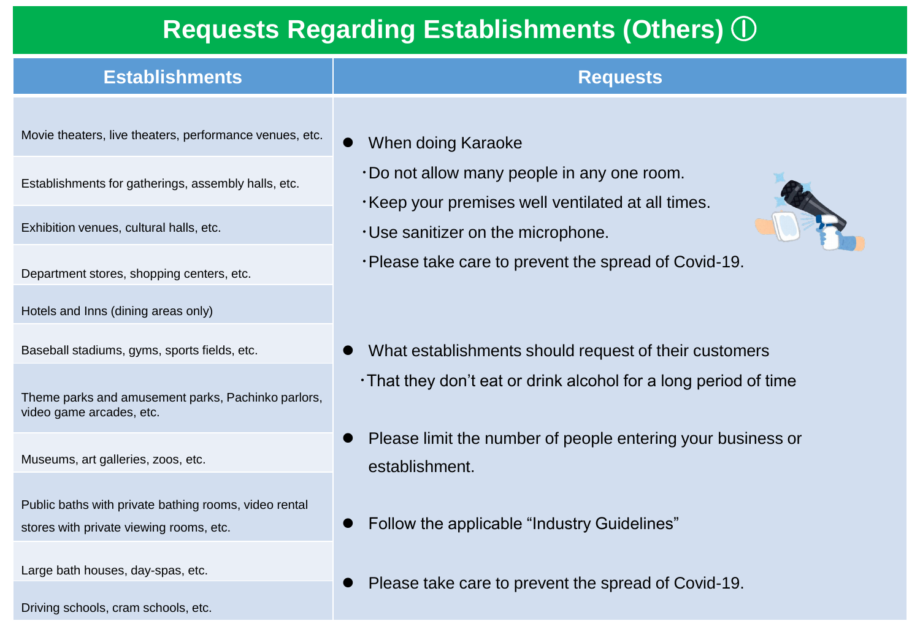# Requests Regarding Establishments (Others) ①

| Establishments | Requests |
|---|---|
| Movie theaters, live theaters, performance venues, etc.<br>Establishments for gatherings, assembly halls, etc.<br>Exhibition venues, cultural halls, etc.<br>Department stores, shopping centers, etc.<br>Hotels and Inns (dining areas only)<br>Baseball stadiums, gyms, sports fields, etc.<br>Theme parks and amusement parks, Pachinko parlors, video game arcades, etc.<br>Museums, art galleries, zoos, etc.<br>Public baths with private bathing rooms, video rental stores with private viewing rooms, etc.<br>Large bath houses, day-spas, etc.<br>Driving schools, cram schools, etc. | ● When doing Karaoke<br>・Do not allow many people in any one room.<br>・Keep your premises well ventilated at all times.<br>・Use sanitizer on the microphone.<br>・Please take care to prevent the spread of Covid-19.<br><br>● What establishments should request of their customers<br>・That they don't eat or drink alcohol for a long period of time<br><br>● Please limit the number of people entering your business or establishment.<br><br>● Follow the applicable "Industry Guidelines"<br><br>● Please take care to prevent the spread of Covid-19. |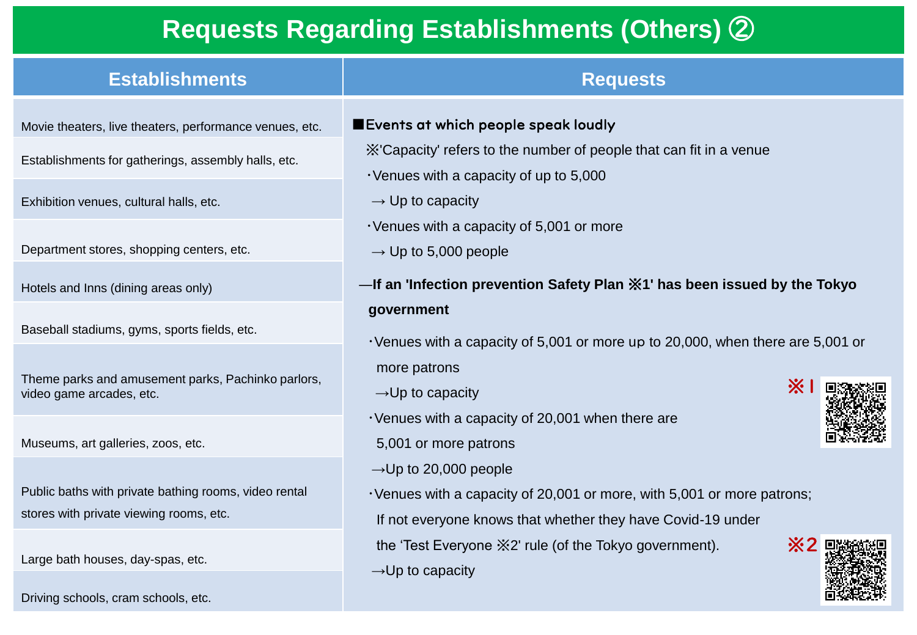# Requests Regarding Establishments (Others) ②

| Establishments | Requests |
|---|---|
| Movie theaters, live theaters, performance venues, etc.<br>Establishments for gatherings, assembly halls, etc.<br>Exhibition venues, cultural halls, etc.<br>Department stores, shopping centers, etc.<br>Hotels and Inns (dining areas only)<br>Baseball stadiums, gyms, sports fields, etc.<br>Theme parks and amusement parks, Pachinko parlors, video game arcades, etc.<br>Museums, art galleries, zoos, etc.<br>Public baths with private bathing rooms, video rental stores with private viewing rooms, etc.<br>Large bath houses, day-spas, etc.<br>Driving schools, cram schools, etc. | ■**Events at which people speak loudly**<br>※'Capacity' refers to the number of people that can fit in a venue<br>・Venues with a capacity of up to 5,000<br>→ Up to capacity<br>・Venues with a capacity of 5,001 or more<br>→ Up to 5,000 people<br>**—If an 'Infection prevention Safety Plan ※1' has been issued by the Tokyo government**<br>・Venues with a capacity of 5,001 or more up to 20,000, when there are 5,001 or more patrons<br>→Up to capacity<br>・Venues with a capacity of 20,001 when there are 5,001 or more patrons<br>→Up to 20,000 people<br>・Venues with a capacity of 20,001 or more, with 5,001 or more patrons; If not everyone knows that whether they have Covid-19 under the 'Test Everyone ※2' rule (of the Tokyo government).<br>→Up to capacity<br>※1<br>※2 |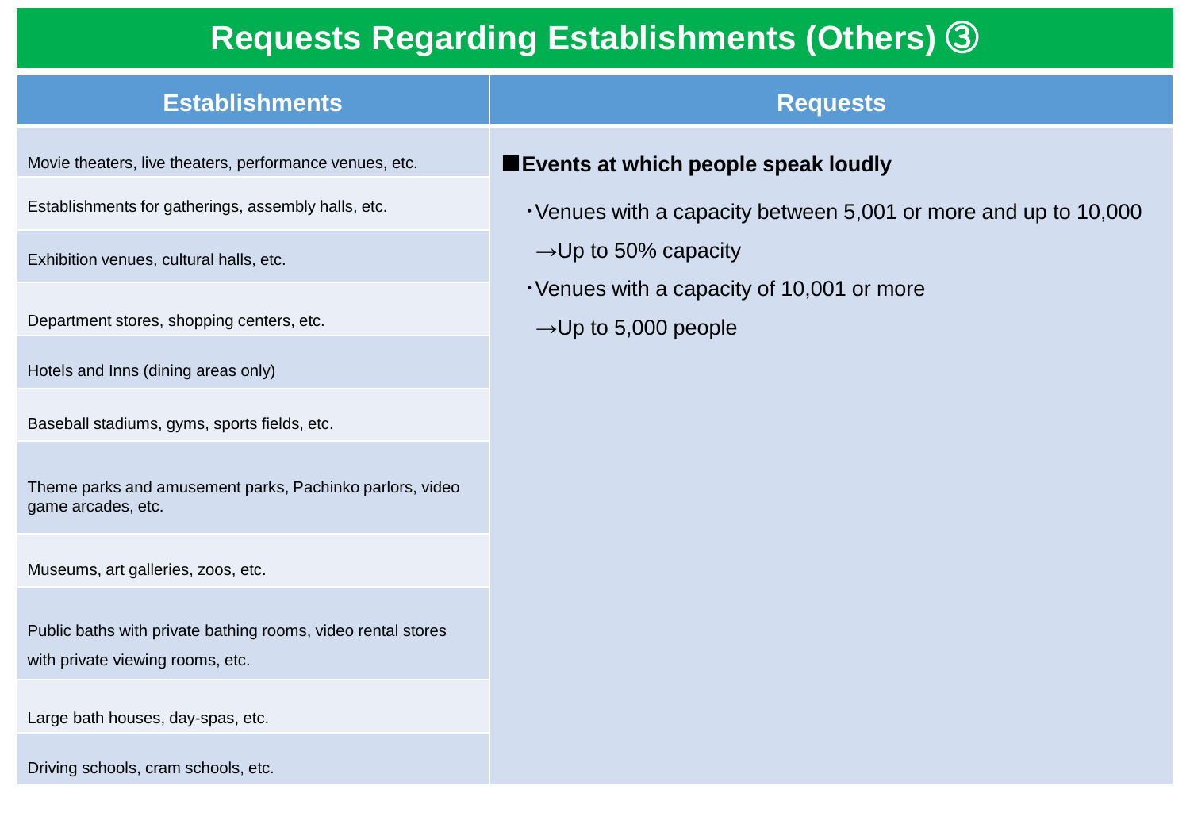# Requests Regarding Establishments (Others) ③

| Establishments | Requests |
| --- | --- |
| Movie theaters, live theaters, performance venues, etc. | **■Events at which people speak loudly**<br>・Venues with a capacity between 5,001 or more and up to 10,000<br>→Up to 50% capacity<br>・Venues with a capacity of 10,001 or more<br>→Up to 5,000 people |
| Establishments for gatherings, assembly halls, etc. | |
| Exhibition venues, cultural halls, etc. | |
| Department stores, shopping centers, etc. | |
| Hotels and Inns (dining areas only) | |
| Baseball stadiums, gyms, sports fields, etc. | |
| Theme parks and amusement parks, Pachinko parlors, video game arcades, etc. | |
| Museums, art galleries, zoos, etc. | |
| Public baths with private bathing rooms, video rental stores with private viewing rooms, etc. | |
| Large bath houses, day-spas, etc. | |
| Driving schools, cram schools, etc. | |